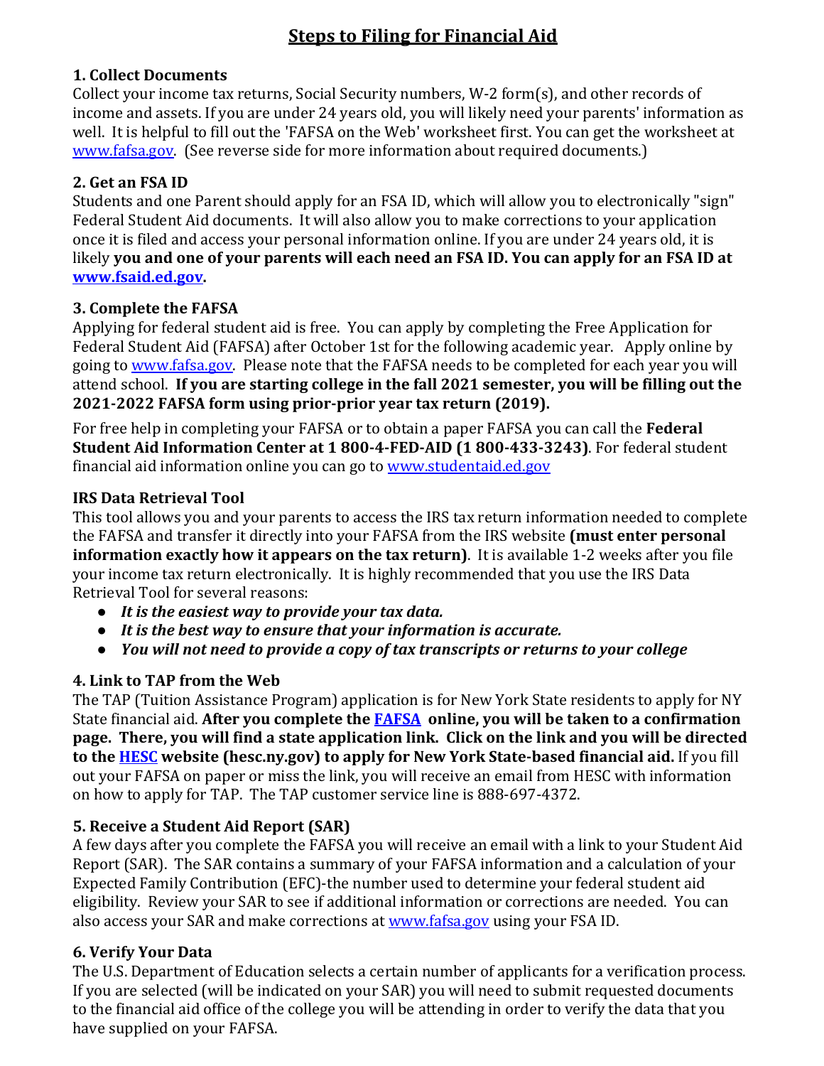# Steps to Filing for Financial Aid

### 1. Collect Documents

Collect your income tax returns, Social Security numbers, W-2 form(s), and other records of income and assets. If you are under 24 years old, you will likely need your parents' information as well. It is helpful to fill out the 'FAFSA on the Web' worksheet first. You can get the worksheet at www.fafsa.gov. (See reverse side for more information about required documents.)

### 2. Get an FSA ID

Students and one Parent should apply for an FSA ID, which will allow you to electronically "sign" Federal Student Aid documents. It will also allow you to make corrections to your application once it is filed and access your personal information online. If you are under 24 years old, it is likely **you and one of your parents will each need an FSA ID. You can apply for an FSA ID at www.fsaid.ed.gov.**

### 3. Complete the FAFSA

Applying for federal student aid is free. You can apply by completing the Free Application for Federal Student Aid (FAFSA) after October 1st for the following academic year. Apply online by going to www.fafsa.gov. Please note that the FAFSA needs to be completed for each year you will attend school. **If you are starting college in the fall 2021 semester, you will be filling out the 2021-2022 FAFSA form using prior-prior year tax return (2019).**

For free help in completing your FAFSA or to obtain a paper FAFSA you can call the **Federal Student Aid Information Center at 1 800-4-FED-AID (1 800-433-3243)**. For federal student financial aid information online you can go to www.studentaid.ed.gov

### IRS Data Retrieval Tool

This tool allows you and your parents to access the IRS tax return information needed to complete the FAFSA and transfer it directly into your FAFSA from the IRS website **(must enter personal information exactly how it appears on the tax return)**. It is available 1-2 weeks after you file your income tax return electronically. It is highly recommended that you use the IRS Data Retrieval Tool for several reasons:

- ***It is the easiest way to provide your tax data.***
- ***It is the best way to ensure that your information is accurate.***
- ***You will not need to provide a copy of tax transcripts or returns to your college***

### 4. Link to TAP from the Web

The TAP (Tuition Assistance Program) application is for New York State residents to apply for NY State financial aid. **After you complete the FAFSA online, you will be taken to a confirmation page. There, you will find a state application link. Click on the link and you will be directed to the HESC website (hesc.ny.gov) to apply for New York State-based financial aid.** If you fill out your FAFSA on paper or miss the link, you will receive an email from HESC with information on how to apply for TAP. The TAP customer service line is 888-697-4372.

### 5. Receive a Student Aid Report (SAR)

A few days after you complete the FAFSA you will receive an email with a link to your Student Aid Report (SAR). The SAR contains a summary of your FAFSA information and a calculation of your Expected Family Contribution (EFC)-the number used to determine your federal student aid eligibility. Review your SAR to see if additional information or corrections are needed. You can also access your SAR and make corrections at www.fafsa.gov using your FSA ID.

### 6. Verify Your Data

The U.S. Department of Education selects a certain number of applicants for a verification process. If you are selected (will be indicated on your SAR) you will need to submit requested documents to the financial aid office of the college you will be attending in order to verify the data that you have supplied on your FAFSA.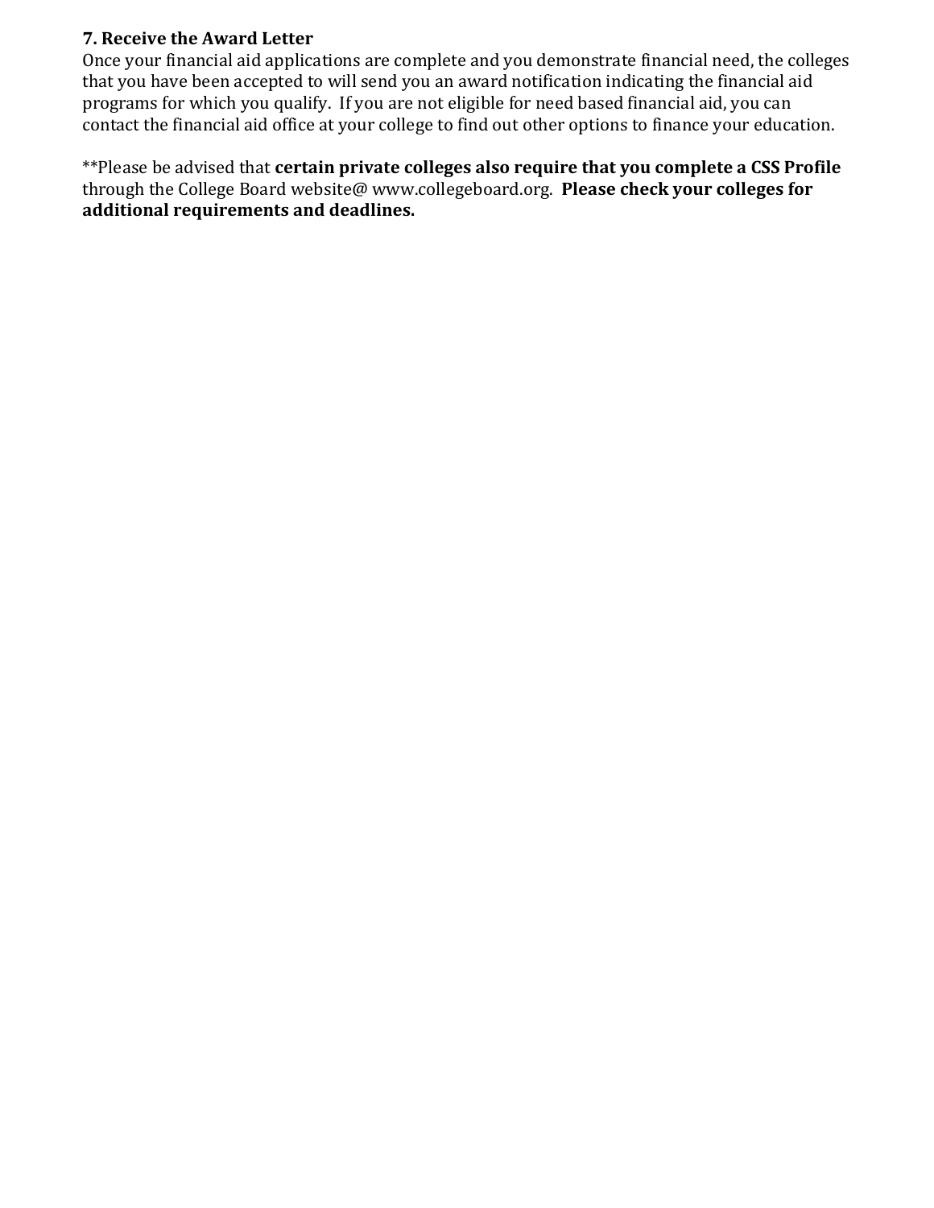**7. Receive the Award Letter**

Once your financial aid applications are complete and you demonstrate financial need, the colleges that you have been accepted to will send you an award notification indicating the financial aid programs for which you qualify. If you are not eligible for need based financial aid, you can contact the financial aid office at your college to find out other options to finance your education.

**Please be advised that **certain private colleges also require that you complete a CSS Profile** through the College Board website@ www.collegeboard.org. **Please check your colleges for additional requirements and deadlines.**